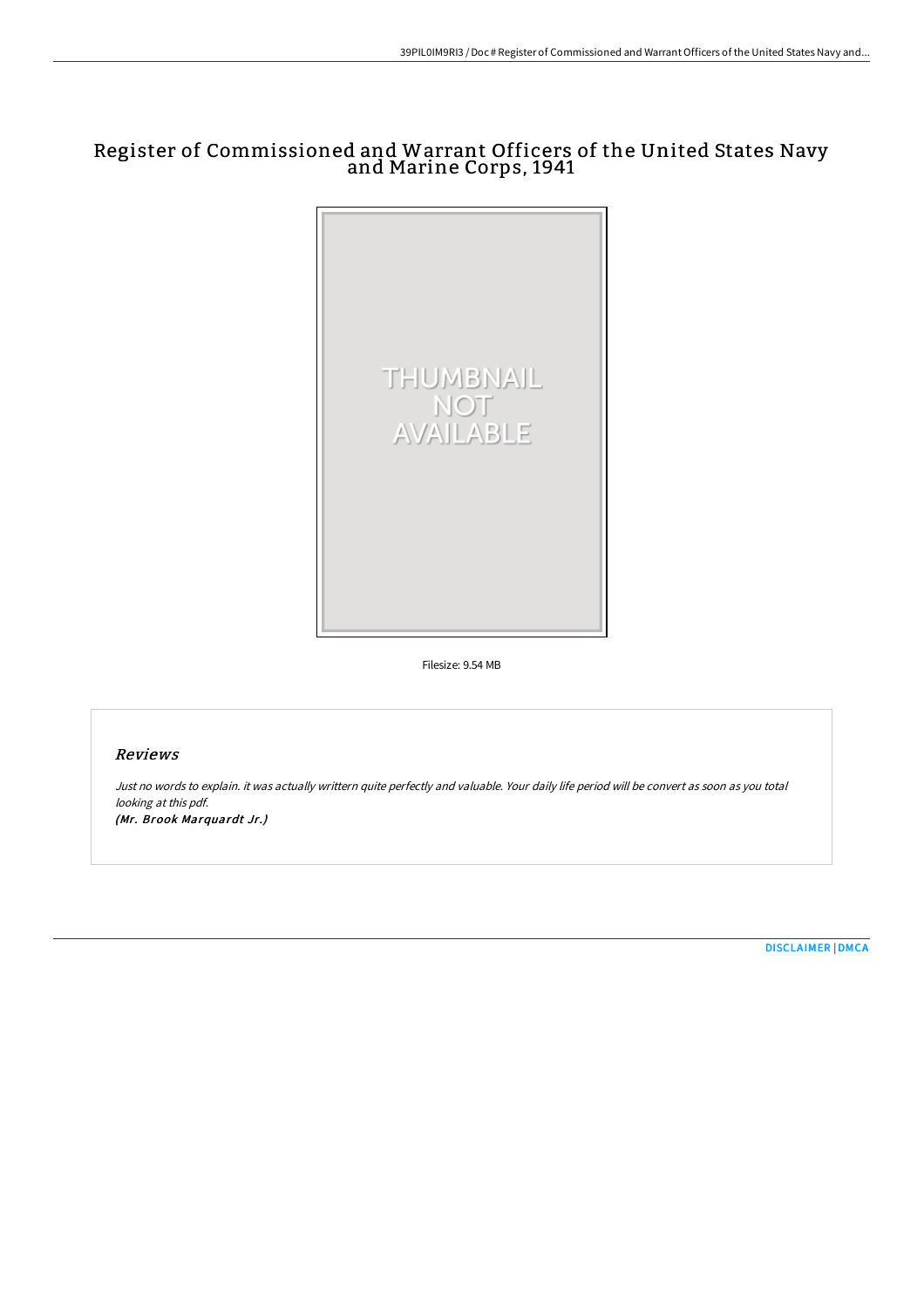# Register of Commissioned and Warrant Officers of the United States Navy and Marine Corps, 1941

THUMBNAIL NOT AVAILABLE

Filesize: 9.54 MB

## *Reviews*

*Just no words to explain. it was actually writtern quite perfectly and valuable. Your daily life period will be convert as soon as you total looking at this pdf.*

***(Mr. Brook Marquardt Jr.)***

[DISCLAIMER](#) | [DMCA](#)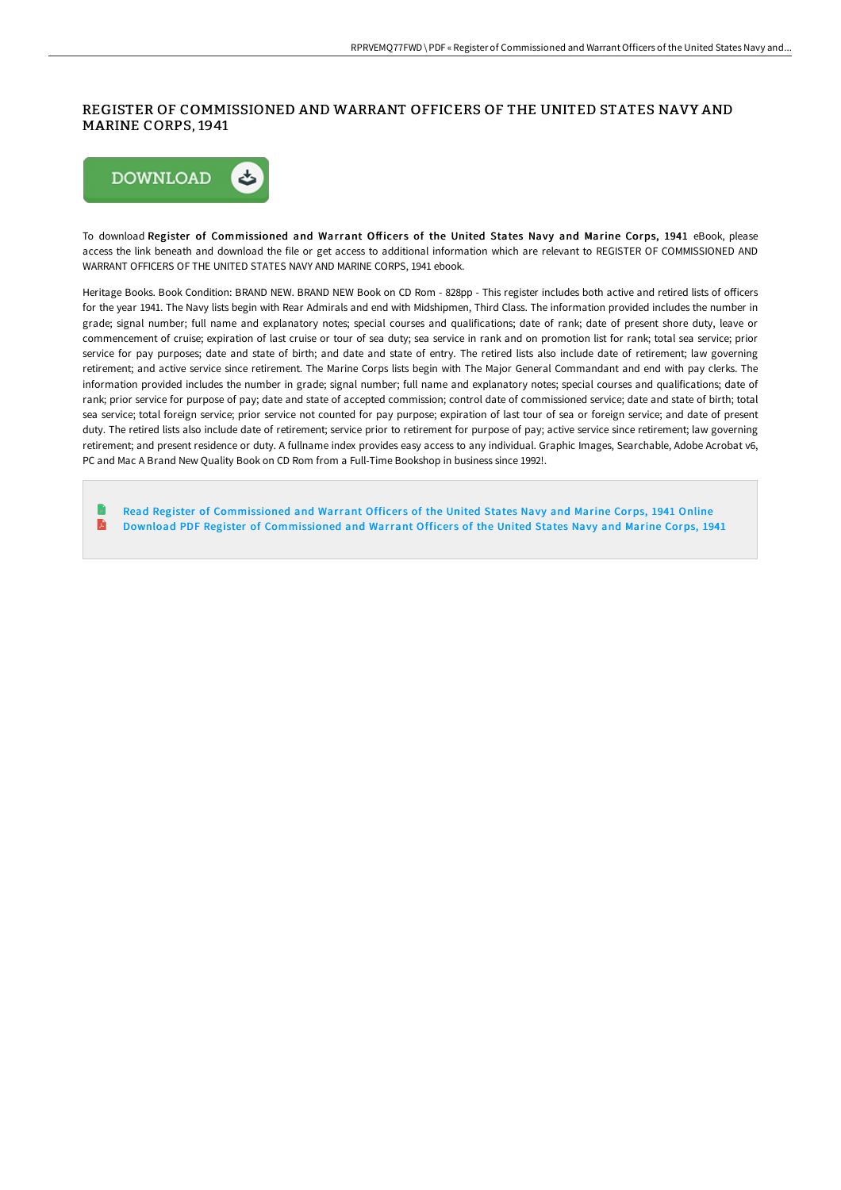# REGISTER OF COMMISSIONED AND WARRANT OFFICERS OF THE UNITED STATES NAVY AND MARINE CORPS, 1941

To download **Register of Commissioned and Warrant Officers of the United States Navy and Marine Corps, 1941** eBook, please access the link beneath and download the file or get access to additional information which are relevant to REGISTER OF COMMISSIONED AND WARRANT OFFICERS OF THE UNITED STATES NAVY AND MARINE CORPS, 1941 ebook.

Heritage Books. Book Condition: BRAND NEW. BRAND NEW Book on CD Rom - 828pp - This register includes both active and retired lists of officers for the year 1941. The Navy lists begin with Rear Admirals and end with Midshipmen, Third Class. The information provided includes the number in grade; signal number; full name and explanatory notes; special courses and qualifications; date of rank; date of present shore duty, leave or commencement of cruise; expiration of last cruise or tour of sea duty; sea service in rank and on promotion list for rank; total sea service; prior service for pay purposes; date and state of birth; and date and state of entry. The retired lists also include date of retirement; law governing retirement; and active service since retirement. The Marine Corps lists begin with The Major General Commandant and end with pay clerks. The information provided includes the number in grade; signal number; full name and explanatory notes; special courses and qualifications; date of rank; prior service for purpose of pay; date and state of accepted commission; control date of commissioned service; date and state of birth; total sea service; total foreign service; prior service not counted for pay purpose; expiration of last tour of sea or foreign service; and date of present duty. The retired lists also include date of retirement; service prior to retirement for purpose of pay; active service since retirement; law governing retirement; and present residence or duty. A fullname index provides easy access to any individual. Graphic Images, Searchable, Adobe Acrobat v6, PC and Mac A Brand New Quality Book on CD Rom from a Full-Time Bookshop in business since 1992!.

- Read Register of Commissioned and Warrant Officers of the United States Navy and Marine Corps, 1941 Online
- Download PDF Register of Commissioned and Warrant Officers of the United States Navy and Marine Corps, 1941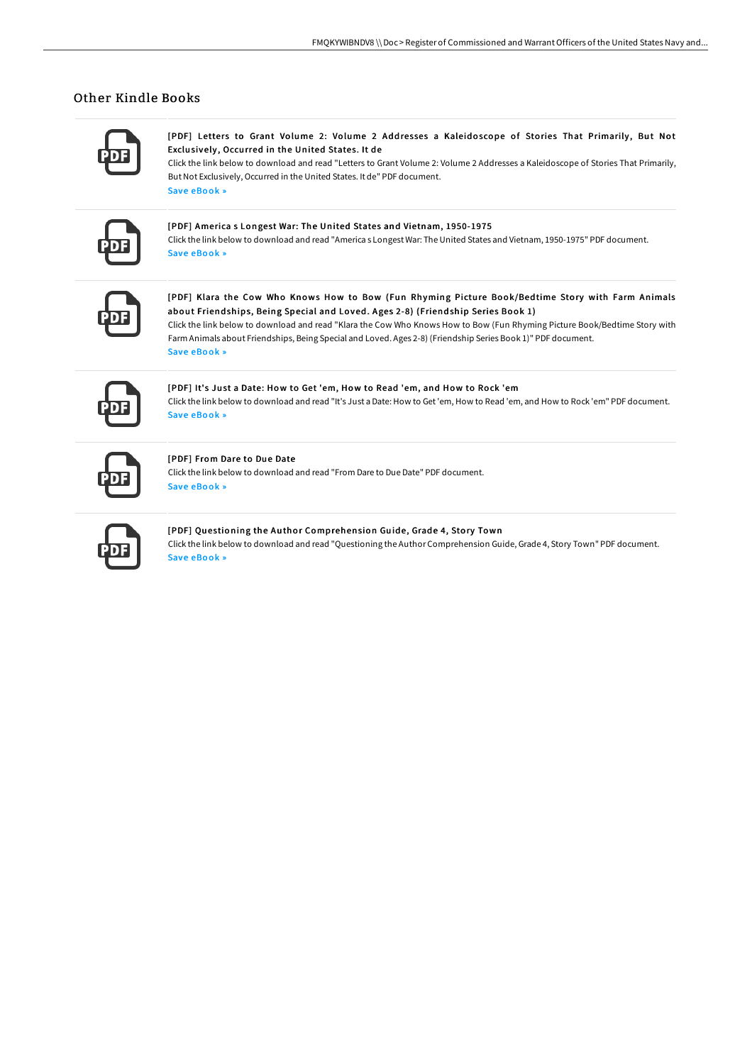## Other Kindle Books

**[PDF] Letters to Grant Volume 2: Volume 2 Addresses a Kaleidoscope of Stories That Primarily, But Not Exclusively, Occurred in the United States. It de**

Click the link below to download and read "Letters to Grant Volume 2: Volume 2 Addresses a Kaleidoscope of Stories That Primarily, But Not Exclusively, Occurred in the United States. It de" PDF document.

Save eBook »

**[PDF] America s Longest War: The United States and Vietnam, 1950-1975**

Click the link below to download and read "America s Longest War: The United States and Vietnam, 1950-1975" PDF document.

Save eBook »

**[PDF] Klara the Cow Who Knows How to Bow (Fun Rhyming Picture Book/Bedtime Story with Farm Animals about Friendships, Being Special and Loved. Ages 2-8) (Friendship Series Book 1)**

Click the link below to download and read "Klara the Cow Who Knows How to Bow (Fun Rhyming Picture Book/Bedtime Story with Farm Animals about Friendships, Being Special and Loved. Ages 2-8) (Friendship Series Book 1)" PDF document.

Save eBook »

**[PDF] It's Just a Date: How to Get 'em, How to Read 'em, and How to Rock 'em**

Click the link below to download and read "It's Just a Date: How to Get 'em, How to Read 'em, and How to Rock 'em" PDF document.

Save eBook »

**[PDF] From Dare to Due Date**

Click the link below to download and read "From Dare to Due Date" PDF document.

Save eBook »

**[PDF] Questioning the Author Comprehension Guide, Grade 4, Story Town**

Click the link below to download and read "Questioning the Author Comprehension Guide, Grade 4, Story Town" PDF document.

Save eBook »